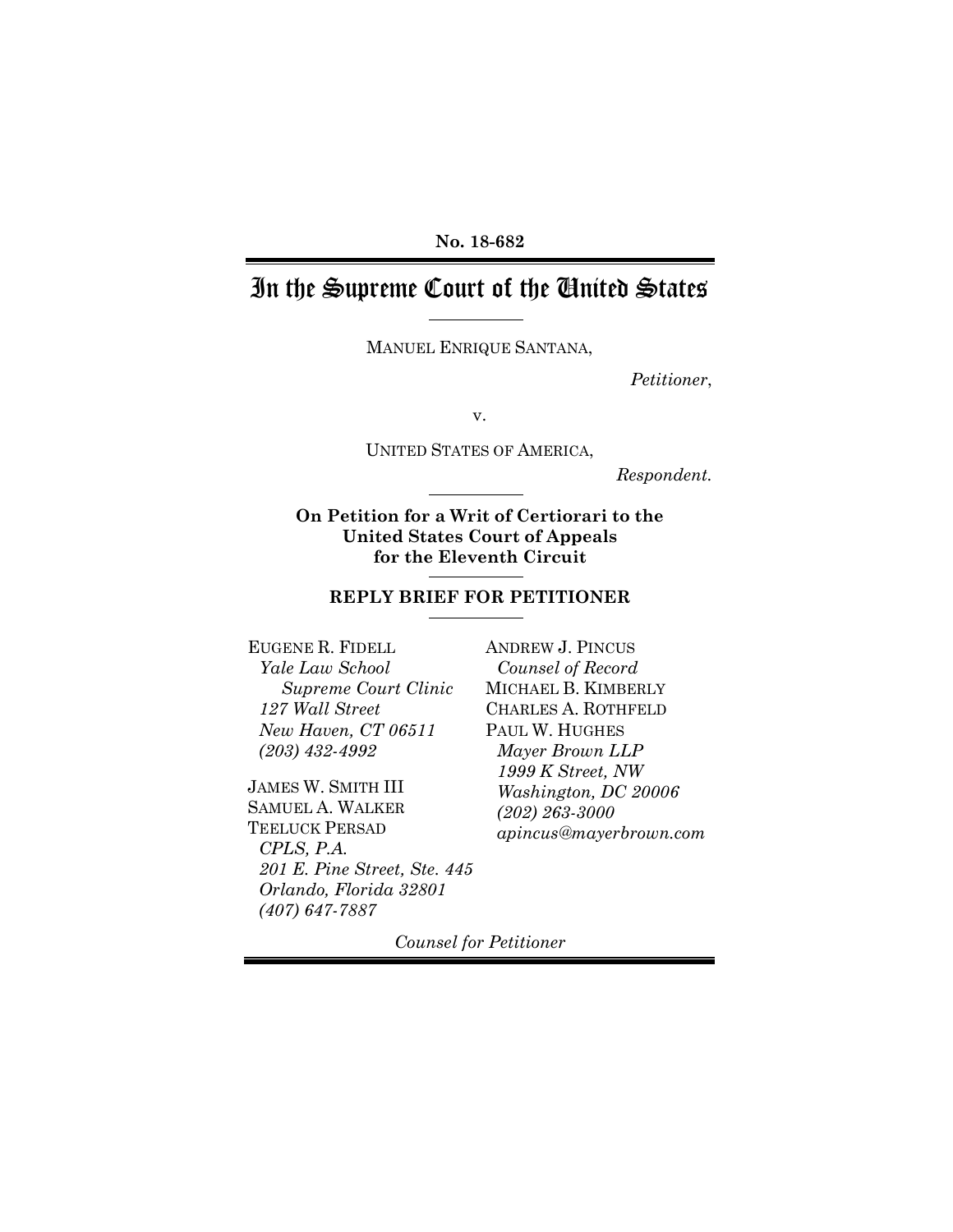**No. 18-682**

# In the Supreme Court of the United States

MANUEL ENRIQUE SANTANA,

*Petitioner*,

v.

UNITED STATES OF AMERICA,

*Respondent.*

**On Petition for a Writ of Certiorari to the United States Court of Appeals for the Eleventh Circuit**

**REPLY BRIEF FOR PETITIONER**

EUGENE R. FIDELL
*Yale Law School*
*Supreme Court Clinic*
*127 Wall Street*
*New Haven, CT 06511*
*(203) 432-4992*

JAMES W. SMITH III
SAMUEL A. WALKER
TEELUCK PERSAD
*CPLS, P.A.*
*201 E. Pine Street, Ste. 445*
*Orlando, Florida 32801*
*(407) 647-7887*

ANDREW J. PINCUS
*Counsel of Record*
MICHAEL B. KIMBERLY
CHARLES A. ROTHFELD
PAUL W. HUGHES
*Mayer Brown LLP*
*1999 K Street, NW*
*Washington, DC 20006*
*(202) 263-3000*
*apincus@mayerbrown.com*

*Counsel for Petitioner*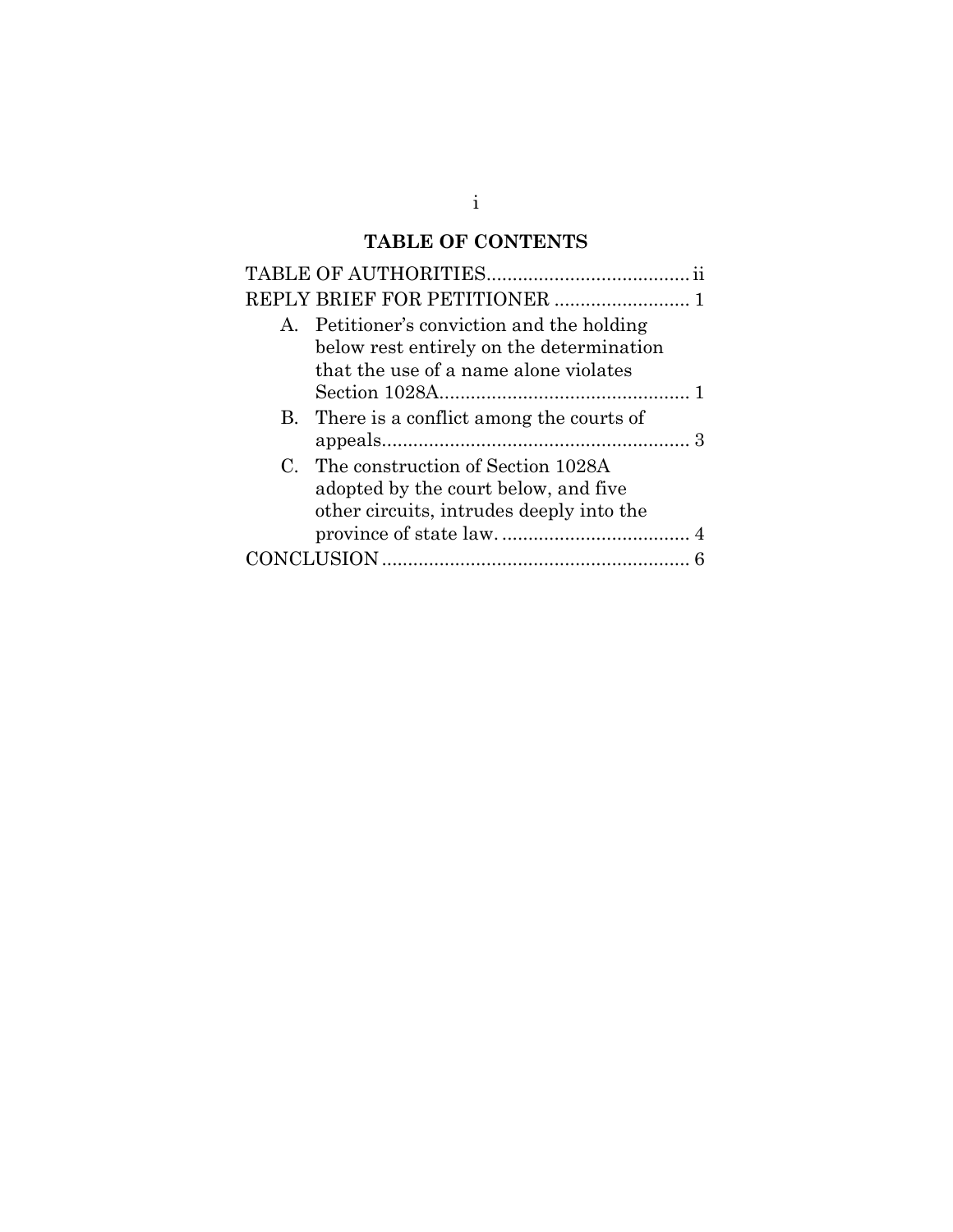## TABLE OF CONTENTS

TABLE OF AUTHORITIES....................................... ii

REPLY BRIEF FOR PETITIONER .......................... 1

A. Petitioner's conviction and the holding below rest entirely on the determination that the use of a name alone violates Section 1028A................................................ 1

B. There is a conflict among the courts of appeals........................................................... 3

C. The construction of Section 1028A adopted by the court below, and five other circuits, intrudes deeply into the province of state law. .................................... 4

CONCLUSION........................................................... 6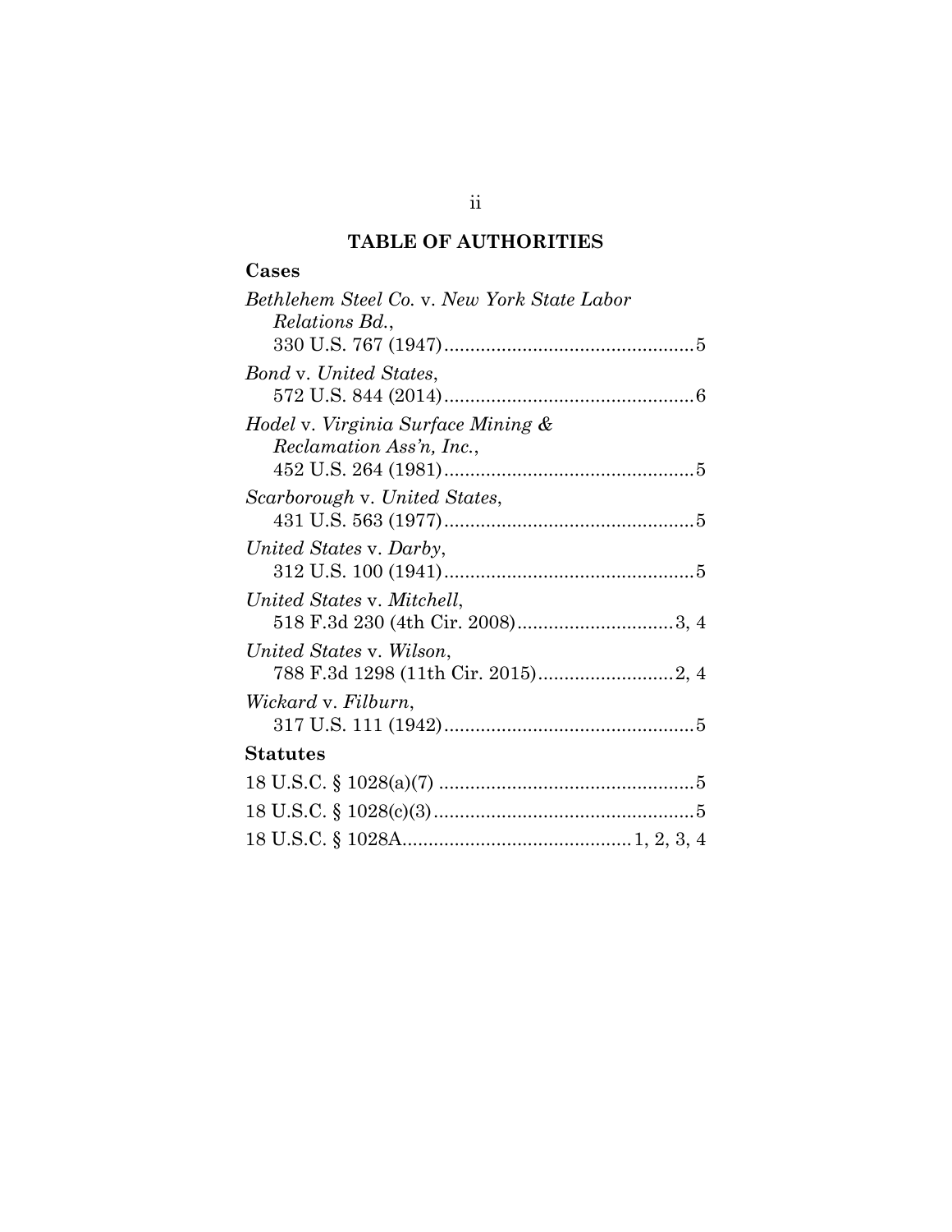# TABLE OF AUTHORITIES

## Cases

*Bethlehem Steel Co.* v. *New York State Labor Relations Bd.*, 330 U.S. 767 (1947) ........................................ 5

*Bond* v. *United States*, 572 U.S. 844 (2014) ........................................ 6

*Hodel* v. *Virginia Surface Mining & Reclamation Ass'n, Inc.*, 452 U.S. 264 (1981) ........................................ 5

*Scarborough* v. *United States*, 431 U.S. 563 (1977) ........................................ 5

*United States* v. *Darby*, 312 U.S. 100 (1941) ........................................ 5

*United States* v. *Mitchell*, 518 F.3d 230 (4th Cir. 2008) ........................................ 3, 4

*United States* v. *Wilson*, 788 F.3d 1298 (11th Cir. 2015) ........................................ 2, 4

*Wickard* v. *Filburn*, 317 U.S. 111 (1942) ........................................ 5

## Statutes

18 U.S.C. § 1028(a)(7) ........................................ 5

18 U.S.C. § 1028(c)(3) ........................................ 5

18 U.S.C. § 1028A ........................................ 1, 2, 3, 4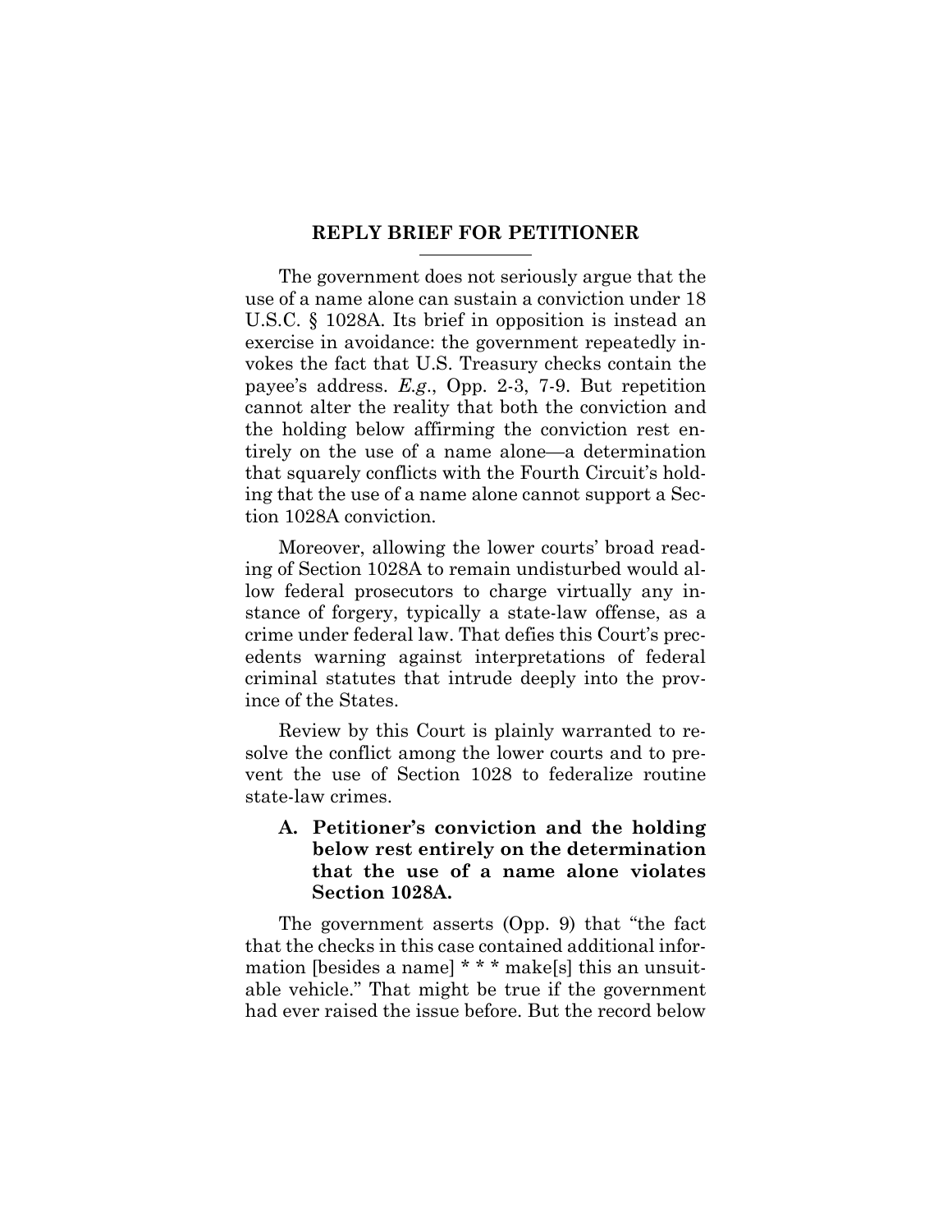## REPLY BRIEF FOR PETITIONER

The government does not seriously argue that the use of a name alone can sustain a conviction under 18 U.S.C. § 1028A. Its brief in opposition is instead an exercise in avoidance: the government repeatedly invokes the fact that U.S. Treasury checks contain the payee's address. *E.g.*, Opp. 2-3, 7-9. But repetition cannot alter the reality that both the conviction and the holding below affirming the conviction rest entirely on the use of a name alone—a determination that squarely conflicts with the Fourth Circuit's holding that the use of a name alone cannot support a Section 1028A conviction.

Moreover, allowing the lower courts' broad reading of Section 1028A to remain undisturbed would allow federal prosecutors to charge virtually any instance of forgery, typically a state-law offense, as a crime under federal law. That defies this Court's precedents warning against interpretations of federal criminal statutes that intrude deeply into the province of the States.

Review by this Court is plainly warranted to resolve the conflict among the lower courts and to prevent the use of Section 1028 to federalize routine state-law crimes.

### A. Petitioner's conviction and the holding below rest entirely on the determination that the use of a name alone violates Section 1028A.

The government asserts (Opp. 9) that "the fact that the checks in this case contained additional information [besides a name] * * * make[s] this an unsuitable vehicle." That might be true if the government had ever raised the issue before. But the record below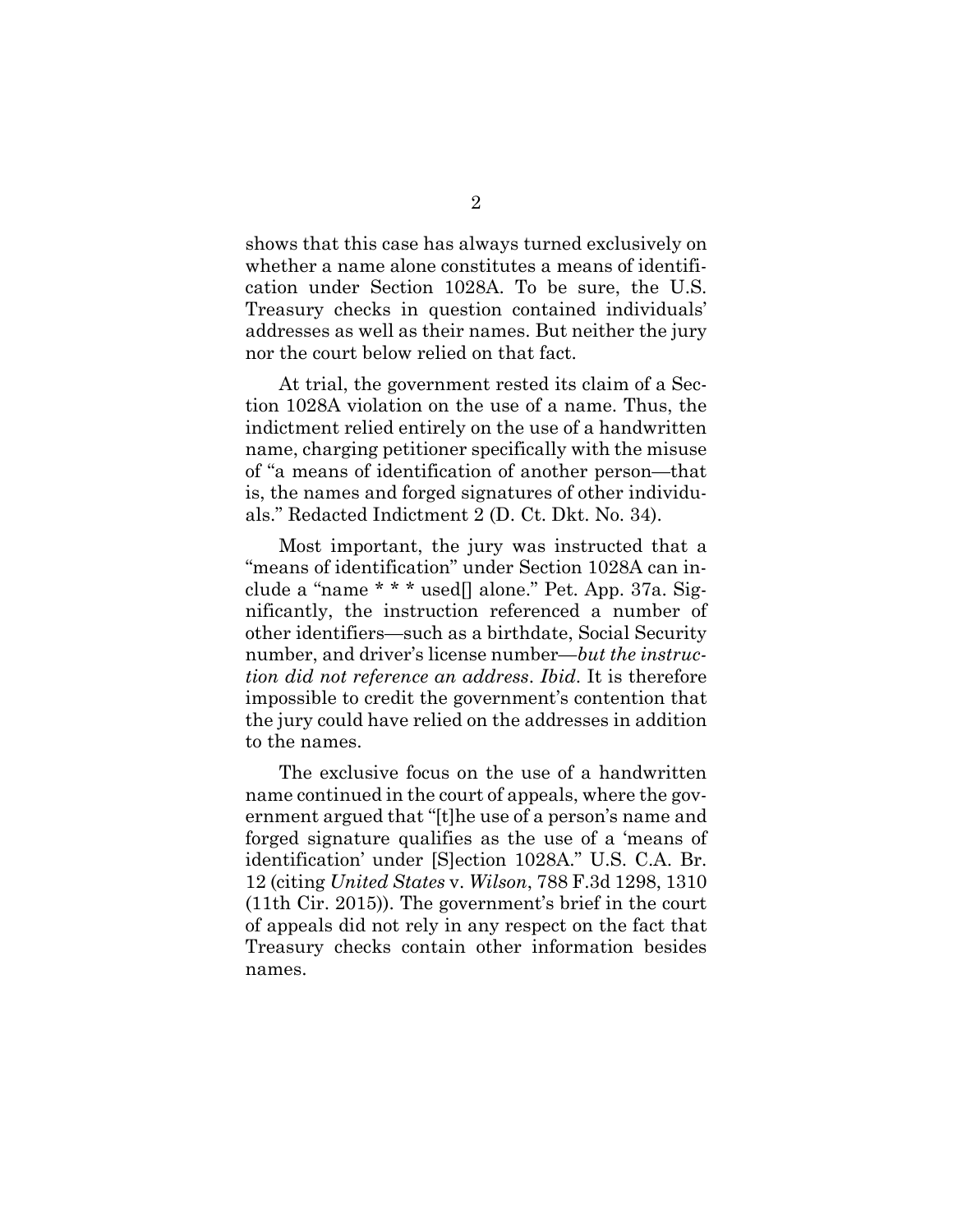shows that this case has always turned exclusively on whether a name alone constitutes a means of identification under Section 1028A. To be sure, the U.S. Treasury checks in question contained individuals' addresses as well as their names. But neither the jury nor the court below relied on that fact.

At trial, the government rested its claim of a Section 1028A violation on the use of a name. Thus, the indictment relied entirely on the use of a handwritten name, charging petitioner specifically with the misuse of "a means of identification of another person—that is, the names and forged signatures of other individuals." Redacted Indictment 2 (D. Ct. Dkt. No. 34).

Most important, the jury was instructed that a "means of identification" under Section 1028A can include a "name * * * used[] alone." Pet. App. 37a. Significantly, the instruction referenced a number of other identifiers—such as a birthdate, Social Security number, and driver's license number—*but the instruction did not reference an address*. *Ibid*. It is therefore impossible to credit the government's contention that the jury could have relied on the addresses in addition to the names.

The exclusive focus on the use of a handwritten name continued in the court of appeals, where the government argued that "[t]he use of a person's name and forged signature qualifies as the use of a 'means of identification' under [S]ection 1028A." U.S. C.A. Br. 12 (citing *United States* v. *Wilson*, 788 F.3d 1298, 1310 (11th Cir. 2015)). The government's brief in the court of appeals did not rely in any respect on the fact that Treasury checks contain other information besides names.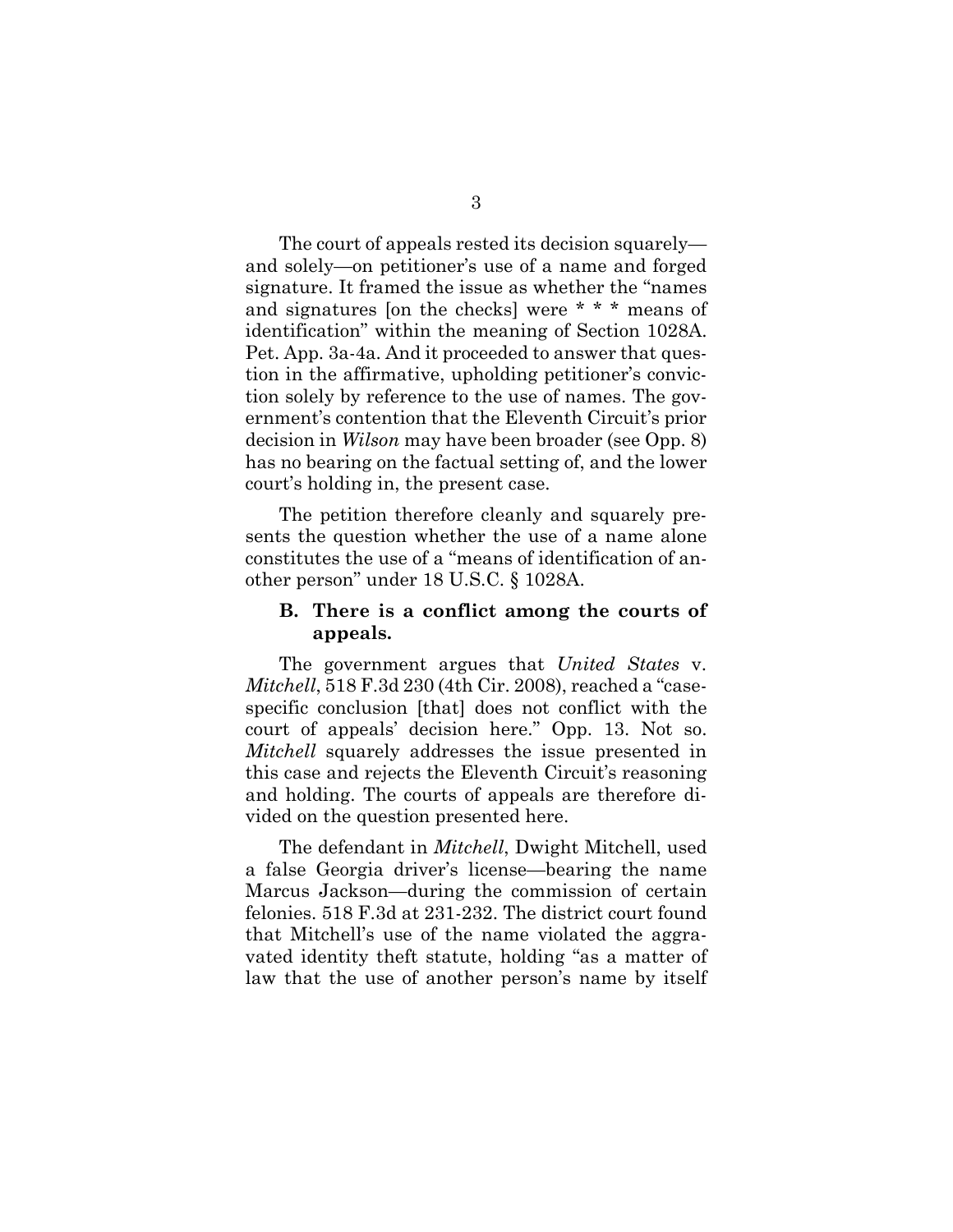The court of appeals rested its decision squarely—and solely—on petitioner's use of a name and forged signature. It framed the issue as whether the "names and signatures [on the checks] were * * * means of identification" within the meaning of Section 1028A. Pet. App. 3a-4a. And it proceeded to answer that question in the affirmative, upholding petitioner's conviction solely by reference to the use of names. The government's contention that the Eleventh Circuit's prior decision in *Wilson* may have been broader (see Opp. 8) has no bearing on the factual setting of, and the lower court's holding in, the present case.

The petition therefore cleanly and squarely presents the question whether the use of a name alone constitutes the use of a "means of identification of another person" under 18 U.S.C. § 1028A.

### B. There is a conflict among the courts of appeals.

The government argues that *United States* v. *Mitchell*, 518 F.3d 230 (4th Cir. 2008), reached a "case-specific conclusion [that] does not conflict with the court of appeals' decision here." Opp. 13. Not so. *Mitchell* squarely addresses the issue presented in this case and rejects the Eleventh Circuit's reasoning and holding. The courts of appeals are therefore divided on the question presented here.

The defendant in *Mitchell*, Dwight Mitchell, used a false Georgia driver's license—bearing the name Marcus Jackson—during the commission of certain felonies. 518 F.3d at 231-232. The district court found that Mitchell's use of the name violated the aggravated identity theft statute, holding "as a matter of law that the use of another person's name by itself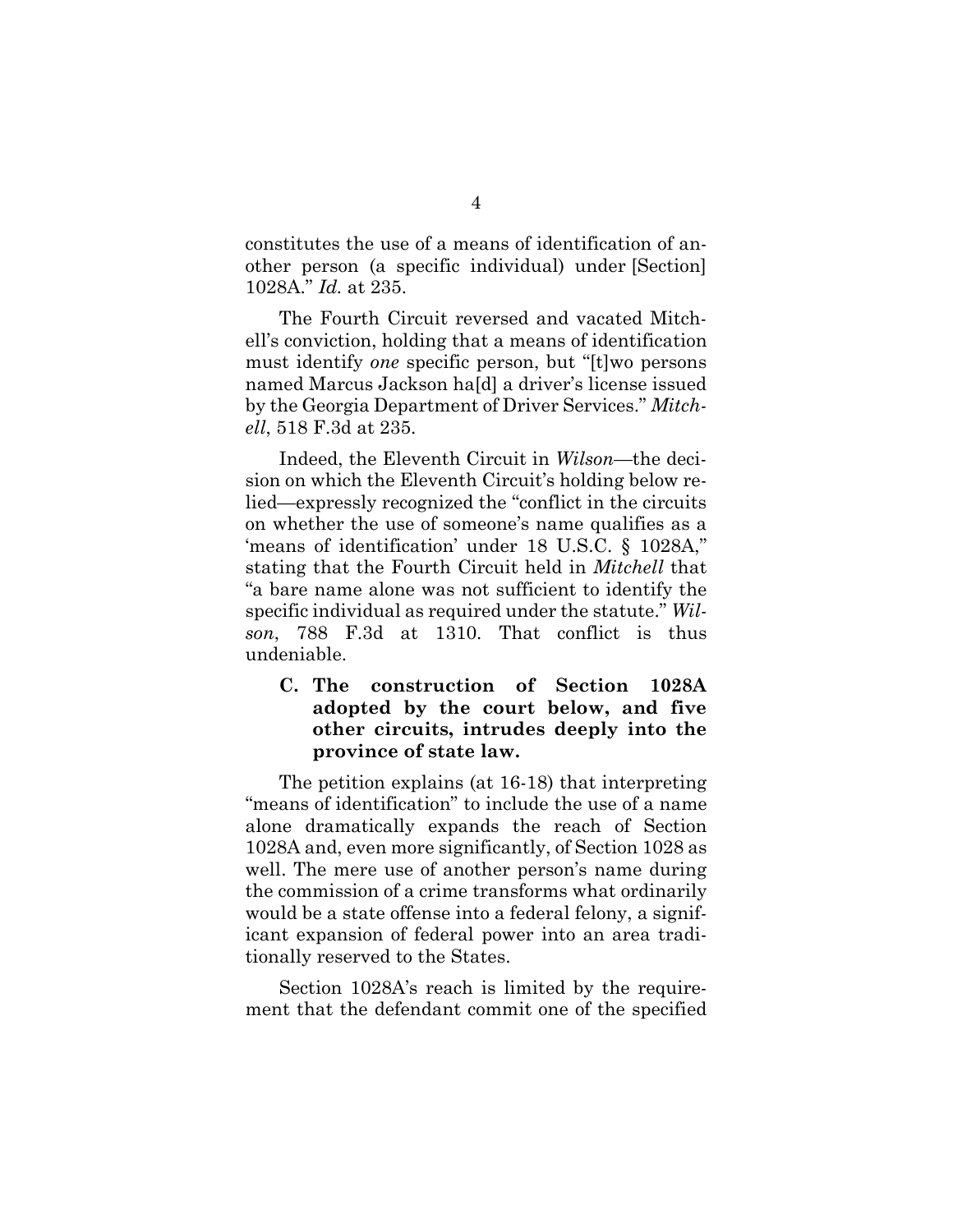constitutes the use of a means of identification of another person (a specific individual) under [Section] 1028A." *Id.* at 235.

The Fourth Circuit reversed and vacated Mitchell's conviction, holding that a means of identification must identify *one* specific person, but "[t]wo persons named Marcus Jackson ha[d] a driver's license issued by the Georgia Department of Driver Services." *Mitchell*, 518 F.3d at 235.

Indeed, the Eleventh Circuit in *Wilson*—the decision on which the Eleventh Circuit's holding below relied—expressly recognized the "conflict in the circuits on whether the use of someone's name qualifies as a 'means of identification' under 18 U.S.C. § 1028A," stating that the Fourth Circuit held in *Mitchell* that "a bare name alone was not sufficient to identify the specific individual as required under the statute." *Wilson*, 788 F.3d at 1310. That conflict is thus undeniable.

### C. The construction of Section 1028A adopted by the court below, and five other circuits, intrudes deeply into the province of state law.

The petition explains (at 16-18) that interpreting "means of identification" to include the use of a name alone dramatically expands the reach of Section 1028A and, even more significantly, of Section 1028 as well. The mere use of another person's name during the commission of a crime transforms what ordinarily would be a state offense into a federal felony, a significant expansion of federal power into an area traditionally reserved to the States.

Section 1028A's reach is limited by the requirement that the defendant commit one of the specified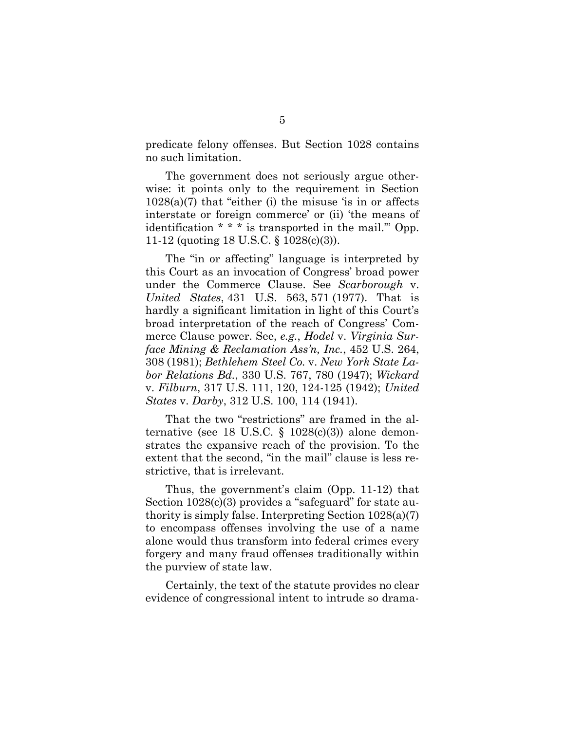predicate felony offenses. But Section 1028 contains no such limitation.

The government does not seriously argue otherwise: it points only to the requirement in Section 1028(a)(7) that "either (i) the misuse 'is in or affects interstate or foreign commerce' or (ii) 'the means of identification * * * is transported in the mail.'" Opp. 11-12 (quoting 18 U.S.C. § 1028(c)(3)).

The "in or affecting" language is interpreted by this Court as an invocation of Congress' broad power under the Commerce Clause. See *Scarborough* v. *United States*, 431 U.S. 563, 571 (1977). That is hardly a significant limitation in light of this Court's broad interpretation of the reach of Congress' Commerce Clause power. See, *e.g.*, *Hodel* v. *Virginia Surface Mining & Reclamation Ass'n, Inc.*, 452 U.S. 264, 308 (1981); *Bethlehem Steel Co.* v. *New York State Labor Relations Bd.*, 330 U.S. 767, 780 (1947); *Wickard* v. *Filburn*, 317 U.S. 111, 120, 124-125 (1942); *United States* v. *Darby*, 312 U.S. 100, 114 (1941).

That the two "restrictions" are framed in the alternative (see 18 U.S.C. § 1028(c)(3)) alone demonstrates the expansive reach of the provision. To the extent that the second, "in the mail" clause is less restrictive, that is irrelevant.

Thus, the government's claim (Opp. 11-12) that Section 1028(c)(3) provides a "safeguard" for state authority is simply false. Interpreting Section 1028(a)(7) to encompass offenses involving the use of a name alone would thus transform into federal crimes every forgery and many fraud offenses traditionally within the purview of state law.

Certainly, the text of the statute provides no clear evidence of congressional intent to intrude so drama-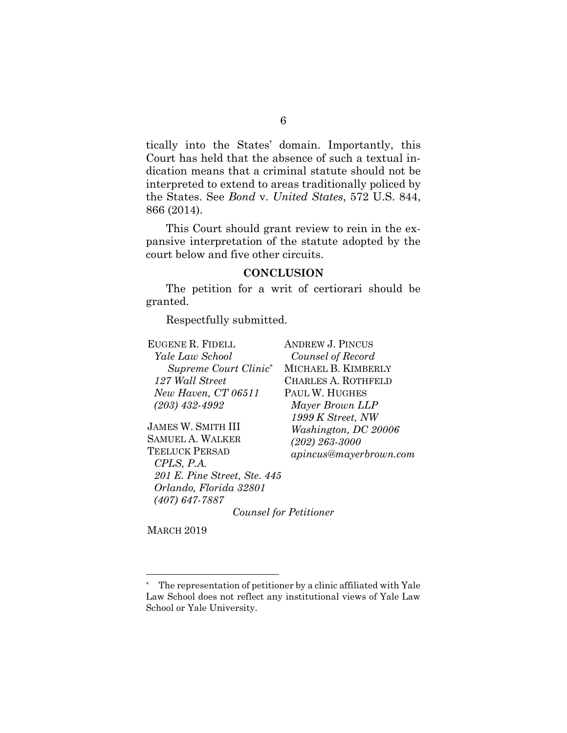tically into the States' domain. Importantly, this Court has held that the absence of such a textual indication means that a criminal statute should not be interpreted to extend to areas traditionally policed by the States. See *Bond* v. *United States*, 572 U.S. 844, 866 (2014).

This Court should grant review to rein in the expansive interpretation of the statute adopted by the court below and five other circuits.

## CONCLUSION

The petition for a writ of certiorari should be granted.

Respectfully submitted.

EUGENE R. FIDELL
*Yale Law School*
*Supreme Court Clinic*\*
*127 Wall Street*
*New Haven, CT 06511*
*(203) 432-4992*

JAMES W. SMITH III
SAMUEL A. WALKER
TEELUCK PERSAD
*CPLS, P.A.*
*201 E. Pine Street, Ste. 445*
*Orlando, Florida 32801*
*(407) 647-7887*

ANDREW J. PINCUS
*Counsel of Record*
MICHAEL B. KIMBERLY
CHARLES A. ROTHFELD
PAUL W. HUGHES
*Mayer Brown LLP*
*1999 K Street, NW*
*Washington, DC 20006*
*(202) 263-3000*
*apincus@mayerbrown.com*

*Counsel for Petitioner*

MARCH 2019

---

\* The representation of petitioner by a clinic affiliated with Yale Law School does not reflect any institutional views of Yale Law School or Yale University.